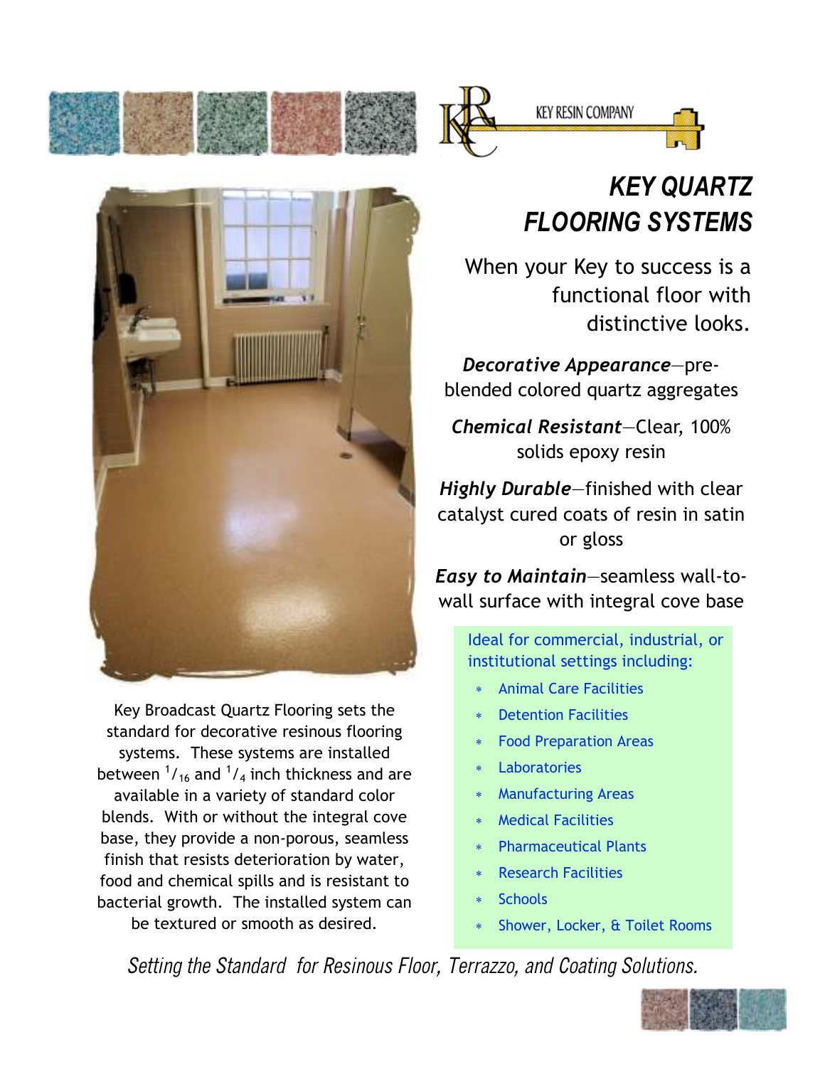KEY RESIN COMPANY

# KEY QUARTZ FLOORING SYSTEMS

When your Key to success is a functional floor with distinctive looks.

***Decorative Appearance***—pre-blended colored quartz aggregates

***Chemical Resistant***—Clear, 100% solids epoxy resin

***Highly Durable***—finished with clear catalyst cured coats of resin in satin or gloss

***Easy to Maintain***—seamless wall-to-wall surface with integral cove base

Key Broadcast Quartz Flooring sets the standard for decorative resinous flooring systems. These systems are installed between $^{1}/_{16}$ and $^{1}/_{4}$ inch thickness and are available in a variety of standard color blends. With or without the integral cove base, they provide a non-porous, seamless finish that resists deterioration by water, food and chemical spills and is resistant to bacterial growth. The installed system can be textured or smooth as desired.

Ideal for commercial, industrial, or institutional settings including:

- Animal Care Facilities
- Detention Facilities
- Food Preparation Areas
- Laboratories
- Manufacturing Areas
- Medical Facilities
- Pharmaceutical Plants
- Research Facilities
- Schools
- Shower, Locker, & Toilet Rooms

*Setting the Standard for Resinous Floor, Terrazzo, and Coating Solutions.*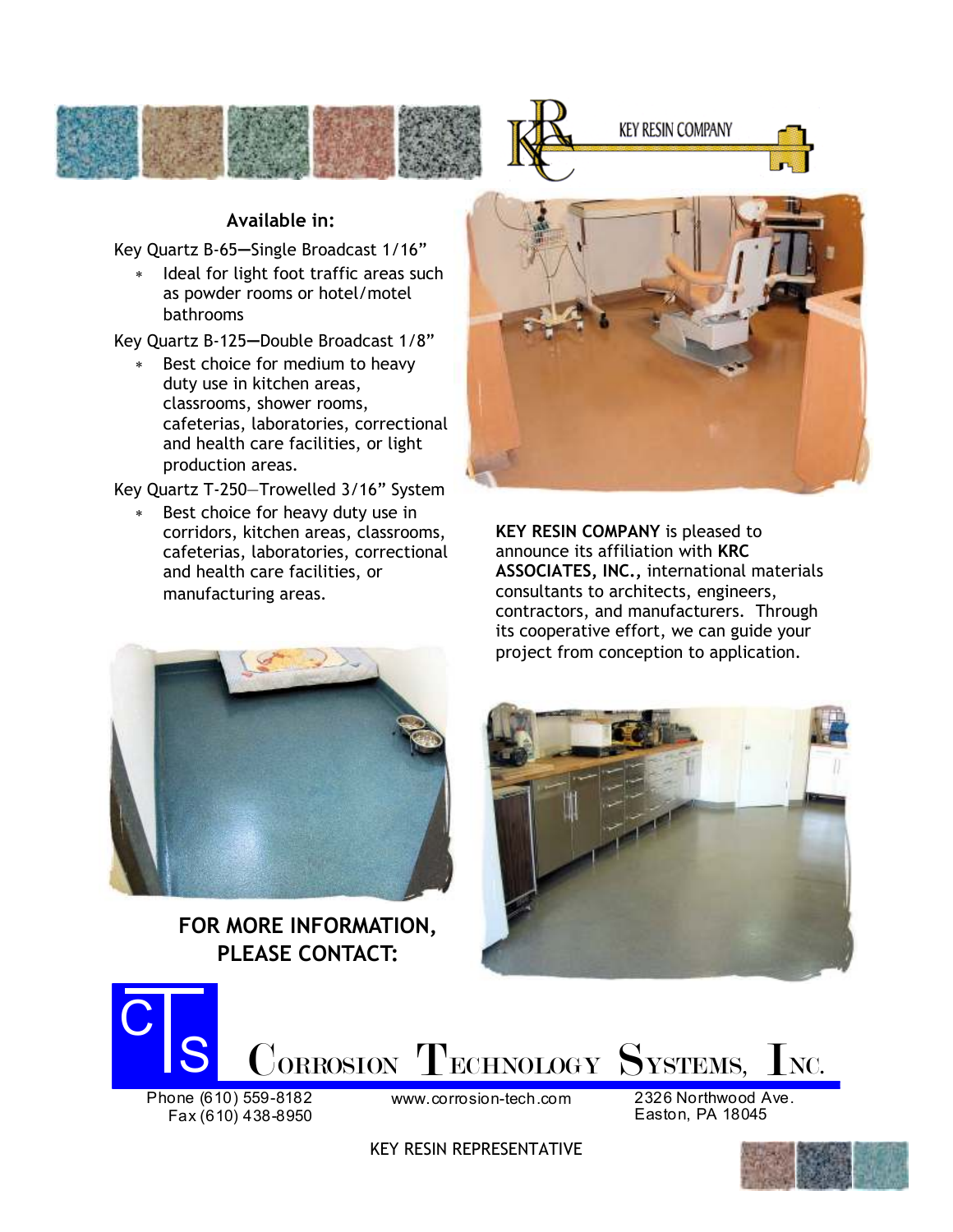KEY RESIN COMPANY

## Available in:

Key Quartz B-65—Single Broadcast 1/16"

* Ideal for light foot traffic areas such as powder rooms or hotel/motel bathrooms

Key Quartz B-125—Double Broadcast 1/8"

* Best choice for medium to heavy duty use in kitchen areas, classrooms, shower rooms, cafeterias, laboratories, correctional and health care facilities, or light production areas.

Key Quartz T-250—Trowelled 3/16" System

* Best choice for heavy duty use in corridors, kitchen areas, classrooms, cafeterias, laboratories, correctional and health care facilities, or manufacturing areas.

**KEY RESIN COMPANY** is pleased to announce its affiliation with **KRC ASSOCIATES, INC.**, international materials consultants to architects, engineers, contractors, and manufacturers. Through its cooperative effort, we can guide your project from conception to application.

**FOR MORE INFORMATION, PLEASE CONTACT:**

## CTS Corrosion Technology Systems, Inc.

Phone (610) 559-8182
Fax (610) 438-8950

www.corrosion-tech.com

2326 Northwood Ave.
Easton, PA 18045

KEY RESIN REPRESENTATIVE